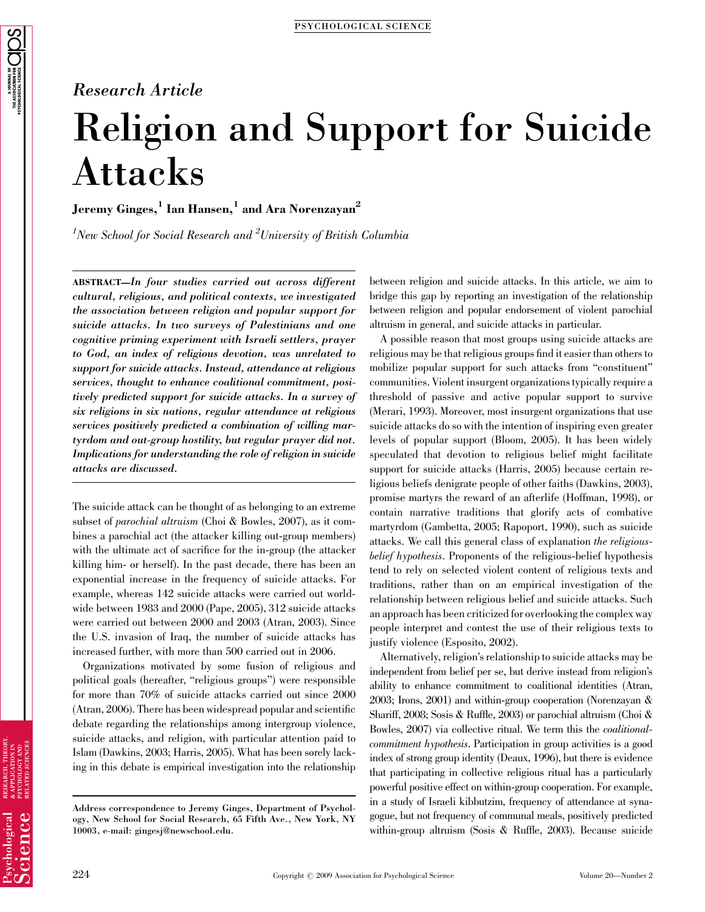*Research Article*

# Religion and Support for Suicide Attacks

**Jeremy Ginges,[1] Ian Hansen,[1] and Ara Norenzayan[2]**

*[1]New School for Social Research and [2]University of British Columbia*

**ABSTRACT**—*In four studies carried out across different cultural, religious, and political contexts, we investigated the association between religion and popular support for suicide attacks. In two surveys of Palestinians and one cognitive priming experiment with Israeli settlers, prayer to God, an index of religious devotion, was unrelated to support for suicide attacks. Instead, attendance at religious services, thought to enhance coalitional commitment, positively predicted support for suicide attacks. In a survey of six religions in six nations, regular attendance at religious services positively predicted a combination of willing martyrdom and out-group hostility, but regular prayer did not. Implications for understanding the role of religion in suicide attacks are discussed.*

The suicide attack can be thought of as belonging to an extreme subset of *parochial altruism* (Choi & Bowles, 2007), as it combines a parochial act (the attacker killing out-group members) with the ultimate act of sacrifice for the in-group (the attacker killing him- or herself). In the past decade, there has been an exponential increase in the frequency of suicide attacks. For example, whereas 142 suicide attacks were carried out worldwide between 1983 and 2000 (Pape, 2005), 312 suicide attacks were carried out between 2000 and 2003 (Atran, 2003). Since the U.S. invasion of Iraq, the number of suicide attacks has increased further, with more than 500 carried out in 2006.

Organizations motivated by some fusion of religious and political goals (hereafter, "religious groups") were responsible for more than 70% of suicide attacks carried out since 2000 (Atran, 2006). There has been widespread popular and scientific debate regarding the relationships among intergroup violence, suicide attacks, and religion, with particular attention paid to Islam (Dawkins, 2003; Harris, 2005). What has been sorely lacking in this debate is empirical investigation into the relationship between religion and suicide attacks. In this article, we aim to bridge this gap by reporting an investigation of the relationship between religion and popular endorsement of violent parochial altruism in general, and suicide attacks in particular.

A possible reason that most groups using suicide attacks are religious may be that religious groups find it easier than others to mobilize popular support for such attacks from "constituent" communities. Violent insurgent organizations typically require a threshold of passive and active popular support to survive (Merari, 1993). Moreover, most insurgent organizations that use suicide attacks do so with the intention of inspiring even greater levels of popular support (Bloom, 2005). It has been widely speculated that devotion to religious belief might facilitate support for suicide attacks (Harris, 2005) because certain religious beliefs denigrate people of other faiths (Dawkins, 2003), promise martyrs the reward of an afterlife (Hoffman, 1998), or contain narrative traditions that glorify acts of combative martyrdom (Gambetta, 2005; Rapoport, 1990), such as suicide attacks. We call this general class of explanation *the religious-belief hypothesis*. Proponents of the religious-belief hypothesis tend to rely on selected violent content of religious texts and traditions, rather than on an empirical investigation of the relationship between religious belief and suicide attacks. Such an approach has been criticized for overlooking the complex way people interpret and contest the use of their religious texts to justify violence (Esposito, 2002).

Alternatively, religion's relationship to suicide attacks may be independent from belief per se, but derive instead from religion's ability to enhance commitment to coalitional identities (Atran, 2003; Irons, 2001) and within-group cooperation (Norenzayan & Shariff, 2008; Sosis & Ruffle, 2003) or parochial altruism (Choi & Bowles, 2007) via collective ritual. We term this the *coalitional-commitment hypothesis*. Participation in group activities is a good index of strong group identity (Deaux, 1996), but there is evidence that participating in collective religious ritual has a particularly powerful positive effect on within-group cooperation. For example, in a study of Israeli kibbutzim, frequency of attendance at synagogue, but not frequency of communal meals, positively predicted within-group altruism (Sosis & Ruffle, 2003). Because suicide

Address correspondence to Jeremy Ginges, Department of Psychology, New School for Social Research, 65 Fifth Ave., New York, NY 10003, e-mail: gingesj@newschool.edu.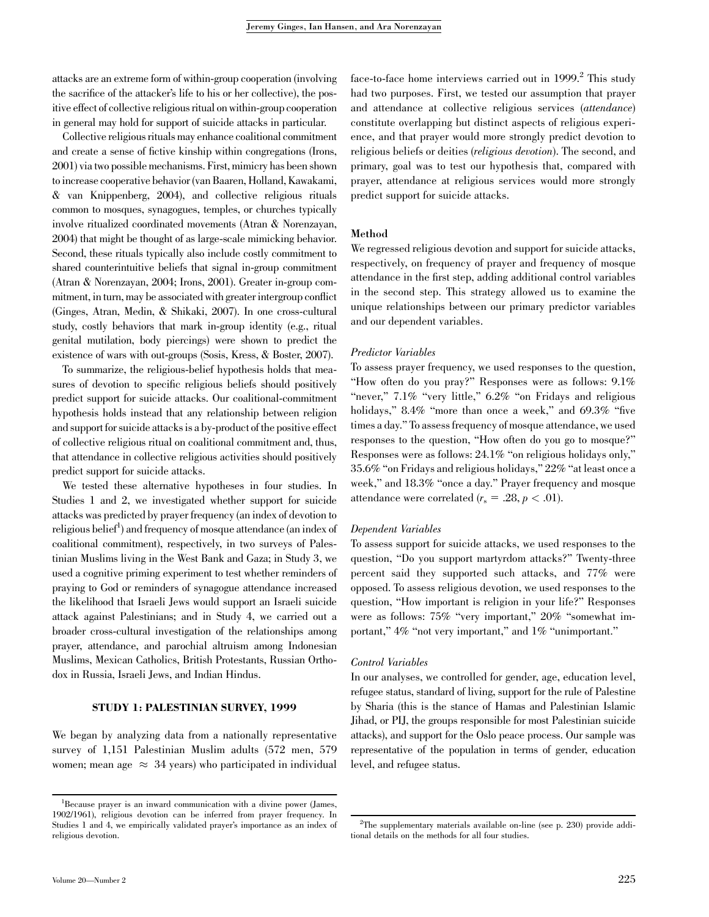attacks are an extreme form of within-group cooperation (involving the sacrifice of the attacker's life to his or her collective), the positive effect of collective religious ritual on within-group cooperation in general may hold for support of suicide attacks in particular.

Collective religious rituals may enhance coalitional commitment and create a sense of fictive kinship within congregations (Irons, 2001) via two possible mechanisms. First, mimicry has been shown to increase cooperative behavior (van Baaren, Holland, Kawakami, & van Knippenberg, 2004), and collective religious rituals common to mosques, synagogues, temples, or churches typically involve ritualized coordinated movements (Atran & Norenzayan, 2004) that might be thought of as large-scale mimicking behavior. Second, these rituals typically also include costly commitment to shared counterintuitive beliefs that signal in-group commitment (Atran & Norenzayan, 2004; Irons, 2001). Greater in-group commitment, in turn, may be associated with greater intergroup conflict (Ginges, Atran, Medin, & Shikaki, 2007). In one cross-cultural study, costly behaviors that mark in-group identity (e.g., ritual genital mutilation, body piercings) were shown to predict the existence of wars with out-groups (Sosis, Kress, & Boster, 2007).

To summarize, the religious-belief hypothesis holds that measures of devotion to specific religious beliefs should positively predict support for suicide attacks. Our coalitional-commitment hypothesis holds instead that any relationship between religion and support for suicide attacks is a by-product of the positive effect of collective religious ritual on coalitional commitment and, thus, that attendance in collective religious activities should positively predict support for suicide attacks.

We tested these alternative hypotheses in four studies. In Studies 1 and 2, we investigated whether support for suicide attacks was predicted by prayer frequency (an index of devotion to religious belief[1]) and frequency of mosque attendance (an index of coalitional commitment), respectively, in two surveys of Palestinian Muslims living in the West Bank and Gaza; in Study 3, we used a cognitive priming experiment to test whether reminders of praying to God or reminders of synagogue attendance increased the likelihood that Israeli Jews would support an Israeli suicide attack against Palestinians; and in Study 4, we carried out a broader cross-cultural investigation of the relationships among prayer, attendance, and parochial altruism among Indonesian Muslims, Mexican Catholics, British Protestants, Russian Orthodox in Russia, Israeli Jews, and Indian Hindus.

## STUDY 1: PALESTINIAN SURVEY, 1999

We began by analyzing data from a nationally representative survey of 1,151 Palestinian Muslim adults (572 men, 579 women; mean age $\approx$ 34 years) who participated in individual face-to-face home interviews carried out in 1999.[2] This study had two purposes. First, we tested our assumption that prayer and attendance at collective religious services (*attendance*) constitute overlapping but distinct aspects of religious experience, and that prayer would more strongly predict devotion to religious beliefs or deities (*religious devotion*). The second, and primary, goal was to test our hypothesis that, compared with prayer, attendance at religious services would more strongly predict support for suicide attacks.

### Method

We regressed religious devotion and support for suicide attacks, respectively, on frequency of prayer and frequency of mosque attendance in the first step, adding additional control variables in the second step. This strategy allowed us to examine the unique relationships between our primary predictor variables and our dependent variables.

#### *Predictor Variables*

To assess prayer frequency, we used responses to the question, "How often do you pray?" Responses were as follows: 9.1% "never," 7.1% "very little," 6.2% "on Fridays and religious holidays," 8.4% "more than once a week," and 69.3% "five times a day." To assess frequency of mosque attendance, we used responses to the question, "How often do you go to mosque?" Responses were as follows: 24.1% "on religious holidays only," 35.6% "on Fridays and religious holidays," 22% "at least once a week," and 18.3% "once a day." Prayer frequency and mosque attendance were correlated ($r_s$ = .28, $p < .01$).

#### *Dependent Variables*

To assess support for suicide attacks, we used responses to the question, "Do you support martyrdom attacks?" Twenty-three percent said they supported such attacks, and 77% were opposed. To assess religious devotion, we used responses to the question, "How important is religion in your life?" Responses were as follows: 75% "very important," 20% "somewhat important," 4% "not very important," and 1% "unimportant."

#### *Control Variables*

In our analyses, we controlled for gender, age, education level, refugee status, standard of living, support for the rule of Palestine by Sharia (this is the stance of Hamas and Palestinian Islamic Jihad, or PIJ, the groups responsible for most Palestinian suicide attacks), and support for the Oslo peace process. Our sample was representative of the population in terms of gender, education level, and refugee status.

---

[1]Because prayer is an inward communication with a divine power (James, 1902/1961), religious devotion can be inferred from prayer frequency. In Studies 1 and 4, we empirically validated prayer's importance as an index of religious devotion.

[2]The supplementary materials available on-line (see p. 230) provide additional details on the methods for all four studies.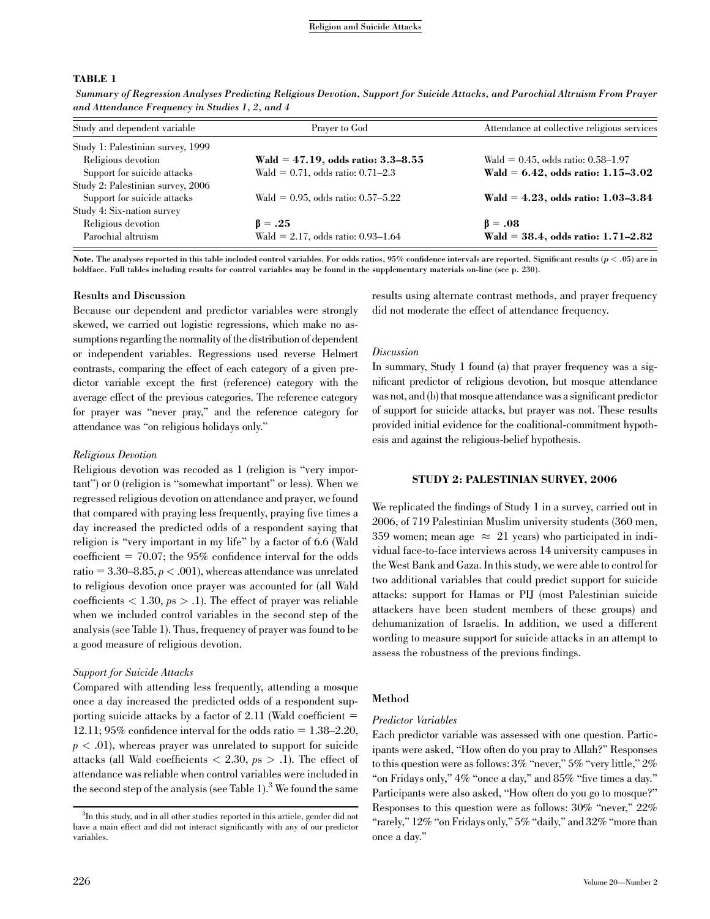**TABLE 1**

*Summary of Regression Analyses Predicting Religious Devotion, Support for Suicide Attacks, and Parochial Altruism From Prayer and Attendance Frequency in Studies 1, 2, and 4*

| Study and dependent variable | Prayer to God | Attendance at collective religious services |
|---|---|---|
| Study 1: Palestinian survey, 1999 | | |
| Religious devotion | **Wald = 47.19, odds ratio: 3.3–8.55** | Wald = 0.45, odds ratio: 0.58–1.97 |
| Support for suicide attacks | Wald = 0.71, odds ratio: 0.71–2.3 | **Wald = 6.42, odds ratio: 1.15–3.02** |
| Study 2: Palestinian survey, 2006 | | |
| Support for suicide attacks | Wald = 0.95, odds ratio: 0.57–5.22 | **Wald = 4.23, odds ratio: 1.03–3.84** |
| Study 4: Six-nation survey | | |
| Religious devotion | **$\beta = .25$** | **$\beta = .08$** |
| Parochial altruism | Wald = 2.17, odds ratio: 0.93–1.64 | **Wald = 38.4, odds ratio: 1.71–2.82** |

**Note. The analyses reported in this table included control variables. For odds ratios, 95% confidence intervals are reported. Significant results ($p < .05$) are in boldface. Full tables including results for control variables may be found in the supplementary materials on-line (see p. 230).**

### Results and Discussion

Because our dependent and predictor variables were strongly skewed, we carried out logistic regressions, which make no assumptions regarding the normality of the distribution of dependent or independent variables. Regressions used reverse Helmert contrasts, comparing the effect of each category of a given predictor variable except the first (reference) category with the average effect of the previous categories. The reference category for prayer was "never pray," and the reference category for attendance was "on religious holidays only."

#### *Religious Devotion*

Religious devotion was recoded as 1 (religion is "very important") or 0 (religion is "somewhat important" or less). When we regressed religious devotion on attendance and prayer, we found that compared with praying less frequently, praying five times a day increased the predicted odds of a respondent saying that religion is "very important in my life" by a factor of 6.6 (Wald coefficient = 70.07; the 95% confidence interval for the odds ratio = 3.30–8.85, $p < .001$), whereas attendance was unrelated to religious devotion once prayer was accounted for (all Wald coefficients $< 1.30$, $ps > .1$). The effect of prayer was reliable when we included control variables in the second step of the analysis (see Table 1). Thus, frequency of prayer was found to be a good measure of religious devotion.

#### *Support for Suicide Attacks*

Compared with attending less frequently, attending a mosque once a day increased the predicted odds of a respondent supporting suicide attacks by a factor of 2.11 (Wald coefficient = 12.11; 95% confidence interval for the odds ratio = 1.38–2.20, $p < .01$), whereas prayer was unrelated to support for suicide attacks (all Wald coefficients $< 2.30$, $ps > .1$). The effect of attendance was reliable when control variables were included in the second step of the analysis (see Table 1).[3] We found the same results using alternate contrast methods, and prayer frequency did not moderate the effect of attendance frequency.

#### *Discussion*

In summary, Study 1 found (a) that prayer frequency was a significant predictor of religious devotion, but mosque attendance was not, and (b) that mosque attendance was a significant predictor of support for suicide attacks, but prayer was not. These results provided initial evidence for the coalitional-commitment hypothesis and against the religious-belief hypothesis.

## STUDY 2: PALESTINIAN SURVEY, 2006

We replicated the findings of Study 1 in a survey, carried out in 2006, of 719 Palestinian Muslim university students (360 men, 359 women; mean age $\approx$ 21 years) who participated in individual face-to-face interviews across 14 university campuses in the West Bank and Gaza. In this study, we were able to control for two additional variables that could predict support for suicide attacks: support for Hamas or PIJ (most Palestinian suicide attackers have been student members of these groups) and dehumanization of Israelis. In addition, we used a different wording to measure support for suicide attacks in an attempt to assess the robustness of the previous findings.

### Method

#### *Predictor Variables*

Each predictor variable was assessed with one question. Participants were asked, "How often do you pray to Allah?" Responses to this question were as follows: 3% "never," 5% "very little," 2% "on Fridays only," 4% "once a day," and 85% "five times a day." Participants were also asked, "How often do you go to mosque?" Responses to this question were as follows: 30% "never," 22% "rarely," 12% "on Fridays only," 5% "daily," and 32% "more than once a day."

[3] In this study, and in all other studies reported in this article, gender did not have a main effect and did not interact significantly with any of our predictor variables.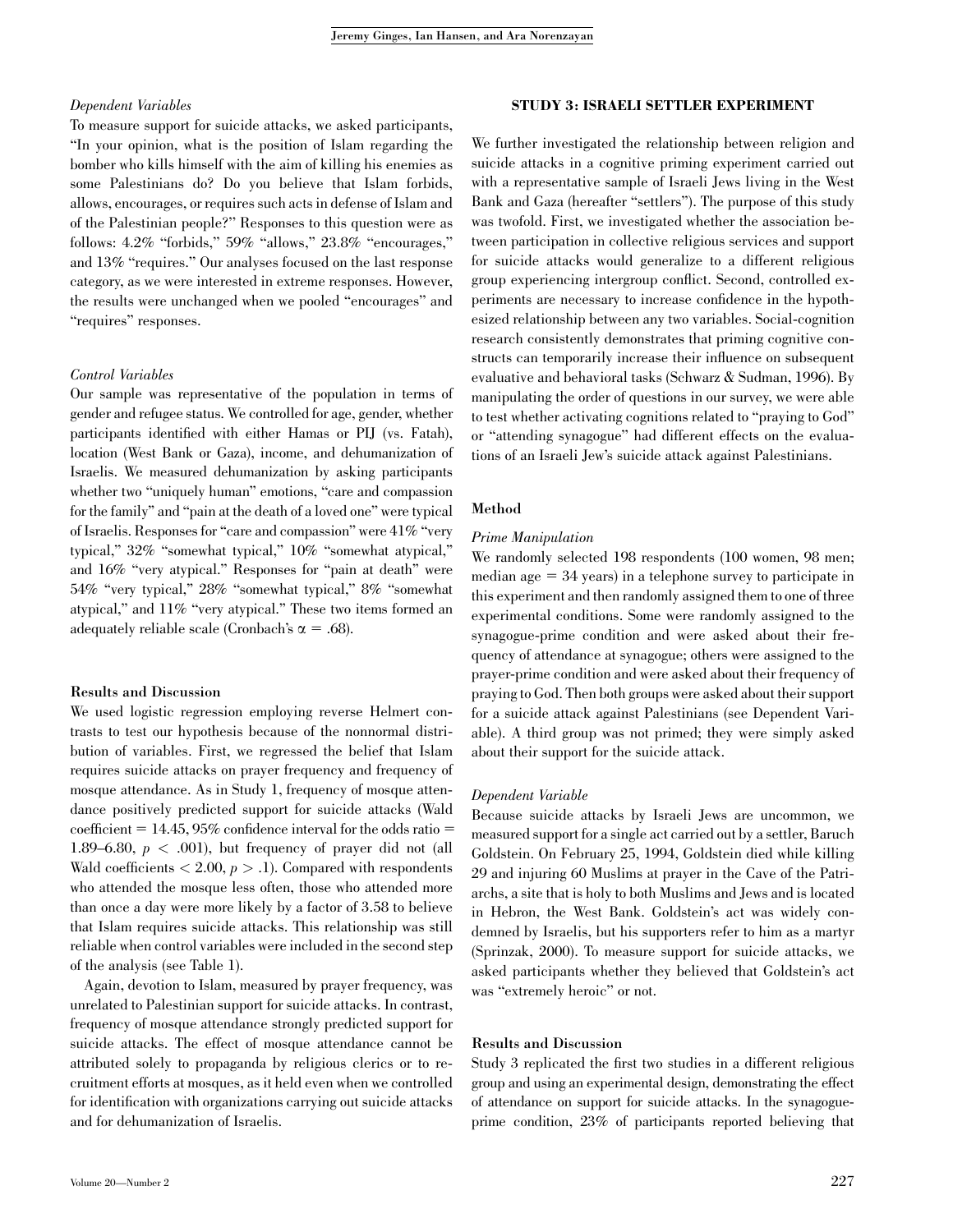#### *Dependent Variables*

To measure support for suicide attacks, we asked participants, "In your opinion, what is the position of Islam regarding the bomber who kills himself with the aim of killing his enemies as some Palestinians do? Do you believe that Islam forbids, allows, encourages, or requires such acts in defense of Islam and of the Palestinian people?" Responses to this question were as follows: 4.2% "forbids," 59% "allows," 23.8% "encourages," and 13% "requires." Our analyses focused on the last response category, as we were interested in extreme responses. However, the results were unchanged when we pooled "encourages" and "requires" responses.

#### *Control Variables*

Our sample was representative of the population in terms of gender and refugee status. We controlled for age, gender, whether participants identified with either Hamas or PIJ (vs. Fatah), location (West Bank or Gaza), income, and dehumanization of Israelis. We measured dehumanization by asking participants whether two "uniquely human" emotions, "care and compassion for the family" and "pain at the death of a loved one" were typical of Israelis. Responses for "care and compassion" were 41% "very typical," 32% "somewhat typical," 10% "somewhat atypical," and 16% "very atypical." Responses for "pain at death" were 54% "very typical," 28% "somewhat typical," 8% "somewhat atypical," and 11% "very atypical." These two items formed an adequately reliable scale (Cronbach's $\alpha = .68$).

### Results and Discussion

We used logistic regression employing reverse Helmert contrasts to test our hypothesis because of the nonnormal distribution of variables. First, we regressed the belief that Islam requires suicide attacks on prayer frequency and frequency of mosque attendance. As in Study 1, frequency of mosque attendance positively predicted support for suicide attacks (Wald coefficient = 14.45, 95% confidence interval for the odds ratio = 1.89–6.80, $p < .001$), but frequency of prayer did not (all Wald coefficients $< 2.00$, $p > .1$). Compared with respondents who attended the mosque less often, those who attended more than once a day were more likely by a factor of 3.58 to believe that Islam requires suicide attacks. This relationship was still reliable when control variables were included in the second step of the analysis (see Table 1).

Again, devotion to Islam, measured by prayer frequency, was unrelated to Palestinian support for suicide attacks. In contrast, frequency of mosque attendance strongly predicted support for suicide attacks. The effect of mosque attendance cannot be attributed solely to propaganda by religious clerics or to recruitment efforts at mosques, as it held even when we controlled for identification with organizations carrying out suicide attacks and for dehumanization of Israelis.

## STUDY 3: ISRAELI SETTLER EXPERIMENT

We further investigated the relationship between religion and suicide attacks in a cognitive priming experiment carried out with a representative sample of Israeli Jews living in the West Bank and Gaza (hereafter "settlers"). The purpose of this study was twofold. First, we investigated whether the association between participation in collective religious services and support for suicide attacks would generalize to a different religious group experiencing intergroup conflict. Second, controlled experiments are necessary to increase confidence in the hypothesized relationship between any two variables. Social-cognition research consistently demonstrates that priming cognitive constructs can temporarily increase their influence on subsequent evaluative and behavioral tasks (Schwarz & Sudman, 1996). By manipulating the order of questions in our survey, we were able to test whether activating cognitions related to "praying to God" or "attending synagogue" had different effects on the evaluations of an Israeli Jew's suicide attack against Palestinians.

### Method

#### *Prime Manipulation*

We randomly selected 198 respondents (100 women, 98 men; median age = 34 years) in a telephone survey to participate in this experiment and then randomly assigned them to one of three experimental conditions. Some were randomly assigned to the synagogue-prime condition and were asked about their frequency of attendance at synagogue; others were assigned to the prayer-prime condition and were asked about their frequency of praying to God. Then both groups were asked about their support for a suicide attack against Palestinians (see Dependent Variable). A third group was not primed; they were simply asked about their support for the suicide attack.

#### *Dependent Variable*

Because suicide attacks by Israeli Jews are uncommon, we measured support for a single act carried out by a settler, Baruch Goldstein. On February 25, 1994, Goldstein died while killing 29 and injuring 60 Muslims at prayer in the Cave of the Patriarchs, a site that is holy to both Muslims and Jews and is located in Hebron, the West Bank. Goldstein's act was widely condemned by Israelis, but his supporters refer to him as a martyr (Sprinzak, 2000). To measure support for suicide attacks, we asked participants whether they believed that Goldstein's act was "extremely heroic" or not.

### Results and Discussion

Study 3 replicated the first two studies in a different religious group and using an experimental design, demonstrating the effect of attendance on support for suicide attacks. In the synagogue-prime condition, 23% of participants reported believing that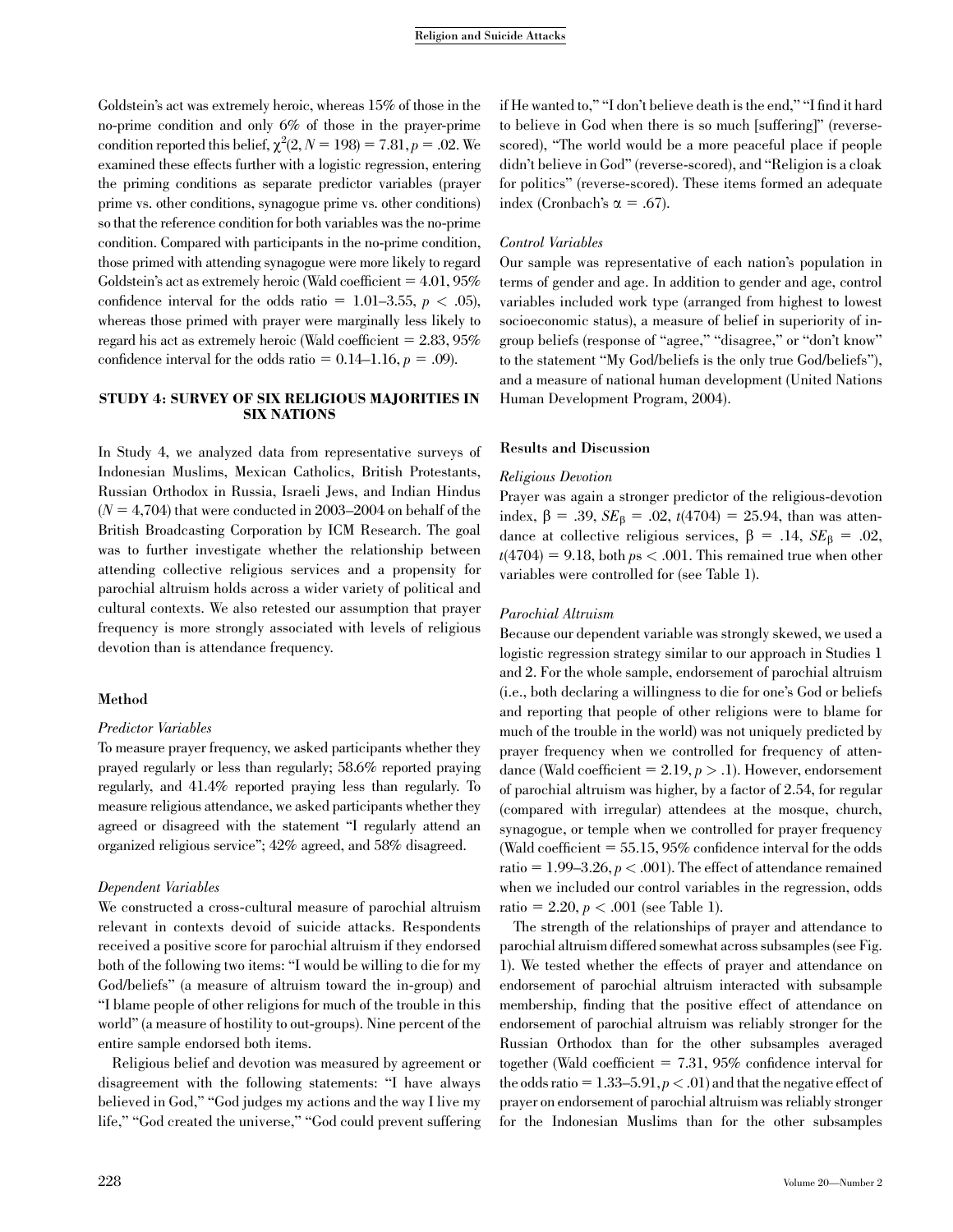Goldstein's act was extremely heroic, whereas 15% of those in the no-prime condition and only 6% of those in the prayer-prime condition reported this belief, $\chi^2(2, N = 198) = 7.81, p = .02$. We examined these effects further with a logistic regression, entering the priming conditions as separate predictor variables (prayer prime vs. other conditions, synagogue prime vs. other conditions) so that the reference condition for both variables was the no-prime condition. Compared with participants in the no-prime condition, those primed with attending synagogue were more likely to regard Goldstein's act as extremely heroic (Wald coefficient = 4.01, 95% confidence interval for the odds ratio = 1.01–3.55, $p < .05$), whereas those primed with prayer were marginally less likely to regard his act as extremely heroic (Wald coefficient = 2.83, 95% confidence interval for the odds ratio = 0.14–1.16, $p = .09$).

## STUDY 4: SURVEY OF SIX RELIGIOUS MAJORITIES IN SIX NATIONS

In Study 4, we analyzed data from representative surveys of Indonesian Muslims, Mexican Catholics, British Protestants, Russian Orthodox in Russia, Israeli Jews, and Indian Hindus ($N = 4,704$) that were conducted in 2003–2004 on behalf of the British Broadcasting Corporation by ICM Research. The goal was to further investigate whether the relationship between attending collective religious services and a propensity for parochial altruism holds across a wider variety of political and cultural contexts. We also retested our assumption that prayer frequency is more strongly associated with levels of religious devotion than is attendance frequency.

### Method

#### *Predictor Variables*

To measure prayer frequency, we asked participants whether they prayed regularly or less than regularly; 58.6% reported praying regularly, and 41.4% reported praying less than regularly. To measure religious attendance, we asked participants whether they agreed or disagreed with the statement "I regularly attend an organized religious service"; 42% agreed, and 58% disagreed.

#### *Dependent Variables*

We constructed a cross-cultural measure of parochial altruism relevant in contexts devoid of suicide attacks. Respondents received a positive score for parochial altruism if they endorsed both of the following two items: "I would be willing to die for my God/beliefs" (a measure of altruism toward the in-group) and "I blame people of other religions for much of the trouble in this world" (a measure of hostility to out-groups). Nine percent of the entire sample endorsed both items.

Religious belief and devotion was measured by agreement or disagreement with the following statements: "I have always believed in God," "God judges my actions and the way I live my life," "God created the universe," "God could prevent suffering if He wanted to," "I don't believe death is the end," "I find it hard to believe in God when there is so much [suffering]" (reverse-scored), "The world would be a more peaceful place if people didn't believe in God" (reverse-scored), and "Religion is a cloak for politics" (reverse-scored). These items formed an adequate index (Cronbach's $\alpha = .67$).

#### *Control Variables*

Our sample was representative of each nation's population in terms of gender and age. In addition to gender and age, control variables included work type (arranged from highest to lowest socioeconomic status), a measure of belief in superiority of in-group beliefs (response of "agree," "disagree," or "don't know" to the statement "My God/beliefs is the only true God/beliefs"), and a measure of national human development (United Nations Human Development Program, 2004).

### Results and Discussion

#### *Religious Devotion*

Prayer was again a stronger predictor of the religious-devotion index, $\beta = .39$, $SE_\beta = .02$, $t(4704) = 25.94$, than was attendance at collective religious services, $\beta = .14$, $SE_\beta = .02$, $t(4704) = 9.18$, both $ps < .001$. This remained true when other variables were controlled for (see Table 1).

#### *Parochial Altruism*

Because our dependent variable was strongly skewed, we used a logistic regression strategy similar to our approach in Studies 1 and 2. For the whole sample, endorsement of parochial altruism (i.e., both declaring a willingness to die for one's God or beliefs and reporting that people of other religions were to blame for much of the trouble in the world) was not uniquely predicted by prayer frequency when we controlled for frequency of attendance (Wald coefficient = 2.19, $p > .1$). However, endorsement of parochial altruism was higher, by a factor of 2.54, for regular (compared with irregular) attendees at the mosque, church, synagogue, or temple when we controlled for prayer frequency (Wald coefficient = 55.15, 95% confidence interval for the odds ratio = 1.99–3.26, $p < .001$). The effect of attendance remained when we included our control variables in the regression, odds ratio = 2.20, $p < .001$ (see Table 1).

The strength of the relationships of prayer and attendance to parochial altruism differed somewhat across subsamples (see Fig. 1). We tested whether the effects of prayer and attendance on endorsement of parochial altruism interacted with subsample membership, finding that the positive effect of attendance on endorsement of parochial altruism was reliably stronger for the Russian Orthodox than for the other subsamples averaged together (Wald coefficient = 7.31, 95% confidence interval for the odds ratio = 1.33–5.91, $p < .01$) and that the negative effect of prayer on endorsement of parochial altruism was reliably stronger for the Indonesian Muslims than for the other subsamples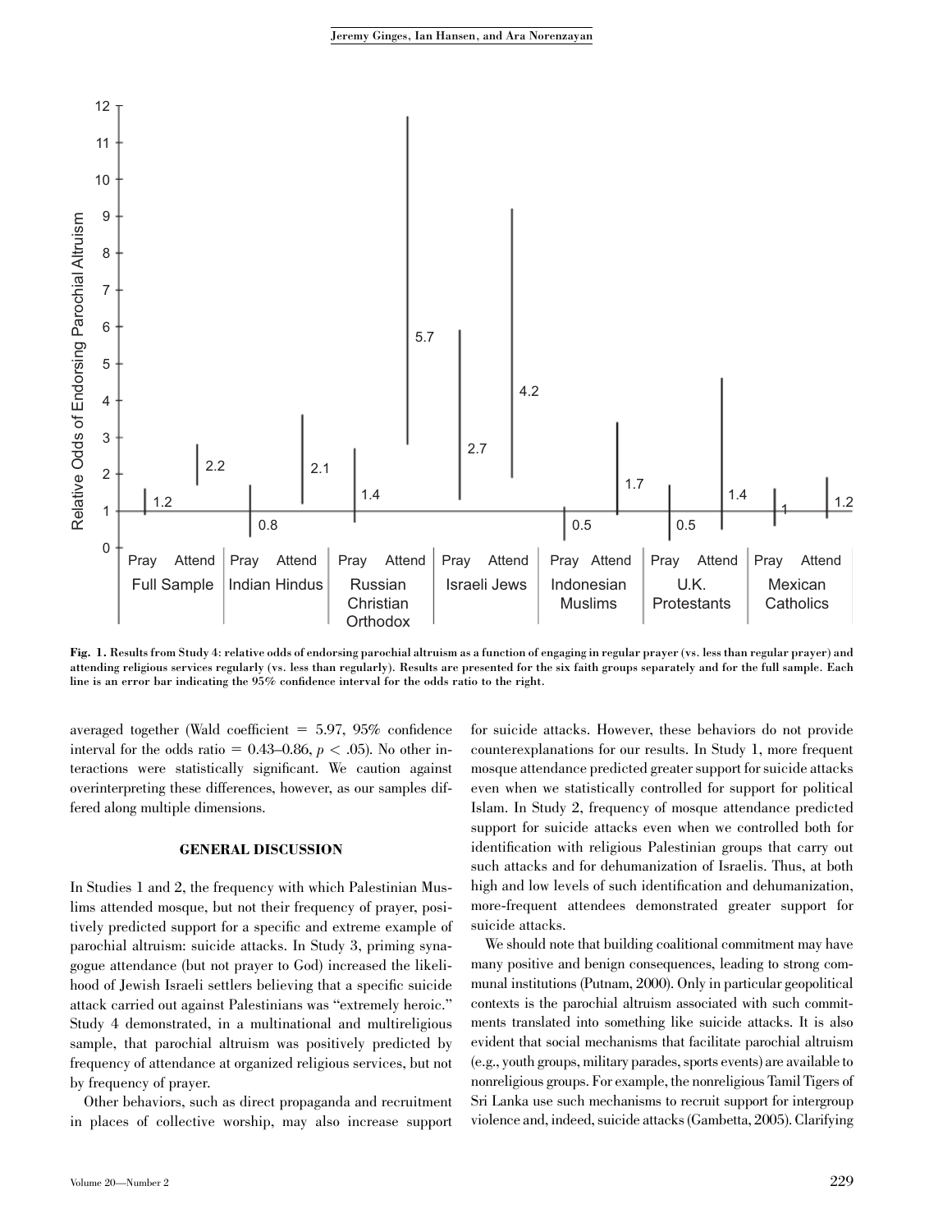**Fig. 1.** Results from Study 4: relative odds of endorsing parochial altruism as a function of engaging in regular prayer (vs. less than regular prayer) and attending religious services regularly (vs. less than regularly). Results are presented for the six faith groups separately and for the full sample. Each line is an error bar indicating the 95% confidence interval for the odds ratio to the right.

averaged together (Wald coefficient = 5.97, 95% confidence interval for the odds ratio = 0.43–0.86, $p < .05$). No other interactions were statistically significant. We caution against overinterpreting these differences, however, as our samples differed along multiple dimensions.

## GENERAL DISCUSSION

In Studies 1 and 2, the frequency with which Palestinian Muslims attended mosque, but not their frequency of prayer, positively predicted support for a specific and extreme example of parochial altruism: suicide attacks. In Study 3, priming synagogue attendance (but not prayer to God) increased the likelihood of Jewish Israeli settlers believing that a specific suicide attack carried out against Palestinians was "extremely heroic." Study 4 demonstrated, in a multinational and multireligious sample, that parochial altruism was positively predicted by frequency of attendance at organized religious services, but not by frequency of prayer.

Other behaviors, such as direct propaganda and recruitment in places of collective worship, may also increase support for suicide attacks. However, these behaviors do not provide counterexplanations for our results. In Study 1, more frequent mosque attendance predicted greater support for suicide attacks even when we statistically controlled for support for political Islam. In Study 2, frequency of mosque attendance predicted support for suicide attacks even when we controlled both for identification with religious Palestinian groups that carry out such attacks and for dehumanization of Israelis. Thus, at both high and low levels of such identification and dehumanization, more-frequent attendees demonstrated greater support for suicide attacks.

We should note that building coalitional commitment may have many positive and benign consequences, leading to strong communal institutions (Putnam, 2000). Only in particular geopolitical contexts is the parochial altruism associated with such commitments translated into something like suicide attacks. It is also evident that social mechanisms that facilitate parochial altruism (e.g., youth groups, military parades, sports events) are available to nonreligious groups. For example, the nonreligious Tamil Tigers of Sri Lanka use such mechanisms to recruit support for intergroup violence and, indeed, suicide attacks (Gambetta, 2005). Clarifying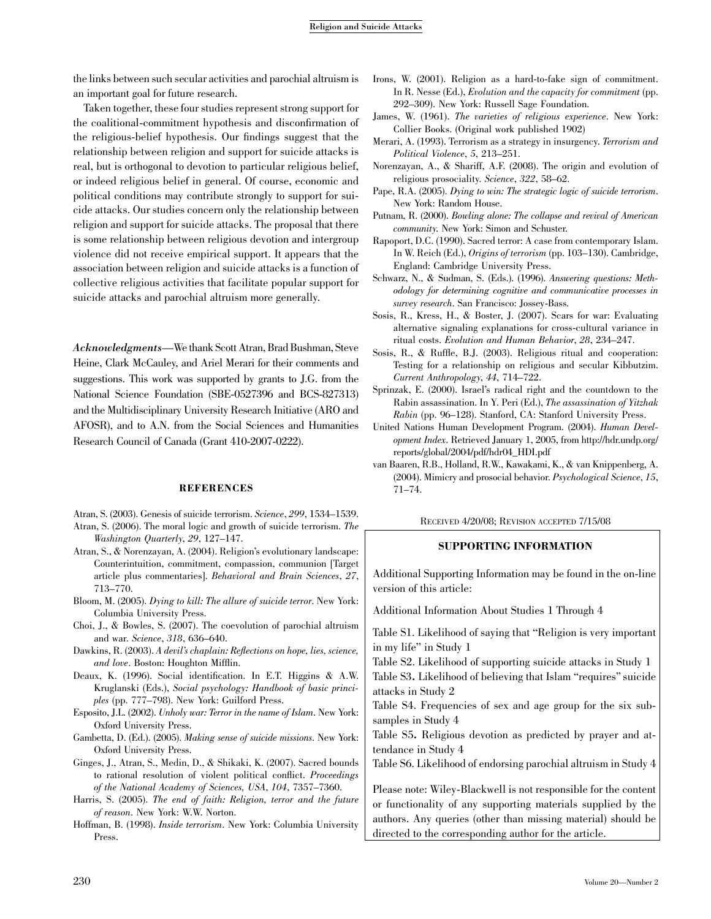the links between such secular activities and parochial altruism is an important goal for future research.

Taken together, these four studies represent strong support for the coalitional-commitment hypothesis and disconfirmation of the religious-belief hypothesis. Our findings suggest that the relationship between religion and support for suicide attacks is real, but is orthogonal to devotion to particular religious belief, or indeed religious belief in general. Of course, economic and political conditions may contribute strongly to support for suicide attacks. Our studies concern only the relationship between religion and support for suicide attacks. The proposal that there is some relationship between religious devotion and intergroup violence did not receive empirical support. It appears that the association between religion and suicide attacks is a function of collective religious activities that facilitate popular support for suicide attacks and parochial altruism more generally.

***Acknowledgments***—We thank Scott Atran, Brad Bushman, Steve Heine, Clark McCauley, and Ariel Merari for their comments and suggestions. This work was supported by grants to J.G. from the National Science Foundation (SBE-0527396 and BCS-827313) and the Multidisciplinary University Research Initiative (ARO and AFOSR), and to A.N. from the Social Sciences and Humanities Research Council of Canada (Grant 410-2007-0222).

## REFERENCES

Atran, S. (2003). Genesis of suicide terrorism. *Science*, *299*, 1534–1539.

Atran, S. (2006). The moral logic and growth of suicide terrorism. *The Washington Quarterly*, *29*, 127–147.

Atran, S., & Norenzayan, A. (2004). Religion's evolutionary landscape: Counterintuition, commitment, compassion, communion [Target article plus commentaries]. *Behavioral and Brain Sciences*, *27*, 713–770.

Bloom, M. (2005). *Dying to kill: The allure of suicide terror*. New York: Columbia University Press.

Choi, J., & Bowles, S. (2007). The coevolution of parochial altruism and war. *Science*, *318*, 636–640.

Dawkins, R. (2003). *A devil's chaplain: Reflections on hope, lies, science, and love*. Boston: Houghton Mifflin.

Deaux, K. (1996). Social identification. In E.T. Higgins & A.W. Kruglanski (Eds.), *Social psychology: Handbook of basic principles* (pp. 777–798). New York: Guilford Press.

Esposito, J.L. (2002). *Unholy war: Terror in the name of Islam*. New York: Oxford University Press.

Gambetta, D. (Ed.). (2005). *Making sense of suicide missions*. New York: Oxford University Press.

Ginges, J., Atran, S., Medin, D., & Shikaki, K. (2007). Sacred bounds to rational resolution of violent political conflict. *Proceedings of the National Academy of Sciences, USA*, *104*, 7357–7360.

Harris, S. (2005). *The end of faith: Religion, terror and the future of reason*. New York: W.W. Norton.

Hoffman, B. (1998). *Inside terrorism*. New York: Columbia University Press.

Irons, W. (2001). Religion as a hard-to-fake sign of commitment. In R. Nesse (Ed.), *Evolution and the capacity for commitment* (pp. 292–309). New York: Russell Sage Foundation.

James, W. (1961). *The varieties of religious experience*. New York: Collier Books. (Original work published 1902)

Merari, A. (1993). Terrorism as a strategy in insurgency. *Terrorism and Political Violence*, *5*, 213–251.

Norenzayan, A., & Shariff, A.F. (2008). The origin and evolution of religious prosociality. *Science*, *322*, 58–62.

Pape, R.A. (2005). *Dying to win: The strategic logic of suicide terrorism*. New York: Random House.

Putnam, R. (2000). *Bowling alone: The collapse and revival of American community*. New York: Simon and Schuster.

Rapoport, D.C. (1990). Sacred terror: A case from contemporary Islam. In W. Reich (Ed.), *Origins of terrorism* (pp. 103–130). Cambridge, England: Cambridge University Press.

Schwarz, N., & Sudman, S. (Eds.). (1996). *Answering questions: Methodology for determining cognitive and communicative processes in survey research*. San Francisco: Jossey-Bass.

Sosis, R., Kress, H., & Boster, J. (2007). Scars for war: Evaluating alternative signaling explanations for cross-cultural variance in ritual costs. *Evolution and Human Behavior*, *28*, 234–247.

Sosis, R., & Ruffle, B.J. (2003). Religious ritual and cooperation: Testing for a relationship on religious and secular Kibbutzim. *Current Anthropology*, *44*, 714–722.

Sprinzak, E. (2000). Israel's radical right and the countdown to the Rabin assassination. In Y. Peri (Ed.), *The assassination of Yitzhak Rabin* (pp. 96–128). Stanford, CA: Stanford University Press.

United Nations Human Development Program. (2004). *Human Development Index*. Retrieved January 1, 2005, from http://hdr.undp.org/reports/global/2004/pdf/hdr04_HDI.pdf

van Baaren, R.B., Holland, R.W., Kawakami, K., & van Knippenberg, A. (2004). Mimicry and prosocial behavior. *Psychological Science*, *15*, 71–74.

RECEIVED 4/20/08; REVISION ACCEPTED 7/15/08

## SUPPORTING INFORMATION

Additional Supporting Information may be found in the on-line version of this article:

Additional Information About Studies 1 Through 4

Table S1. Likelihood of saying that "Religion is very important in my life" in Study 1

Table S2. Likelihood of supporting suicide attacks in Study 1

Table S3**.** Likelihood of believing that Islam "requires" suicide attacks in Study 2

Table S4. Frequencies of sex and age group for the six subsamples in Study 4

Table S5**.** Religious devotion as predicted by prayer and attendance in Study 4

Table S6. Likelihood of endorsing parochial altruism in Study 4

Please note: Wiley-Blackwell is not responsible for the content or functionality of any supporting materials supplied by the authors. Any queries (other than missing material) should be directed to the corresponding author for the article.